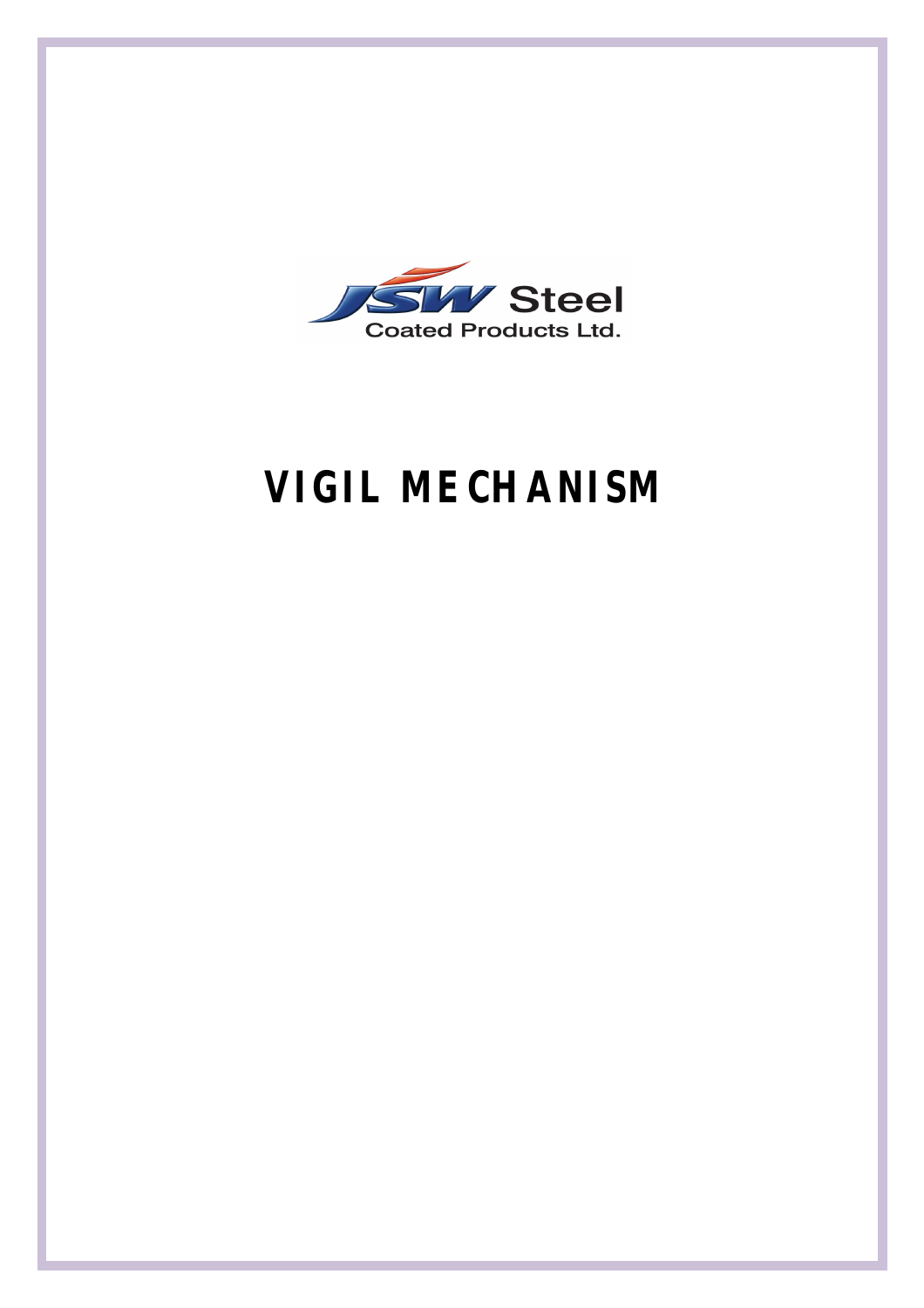JSW Steel
Coated Products Ltd.

# VIGIL MECHANISM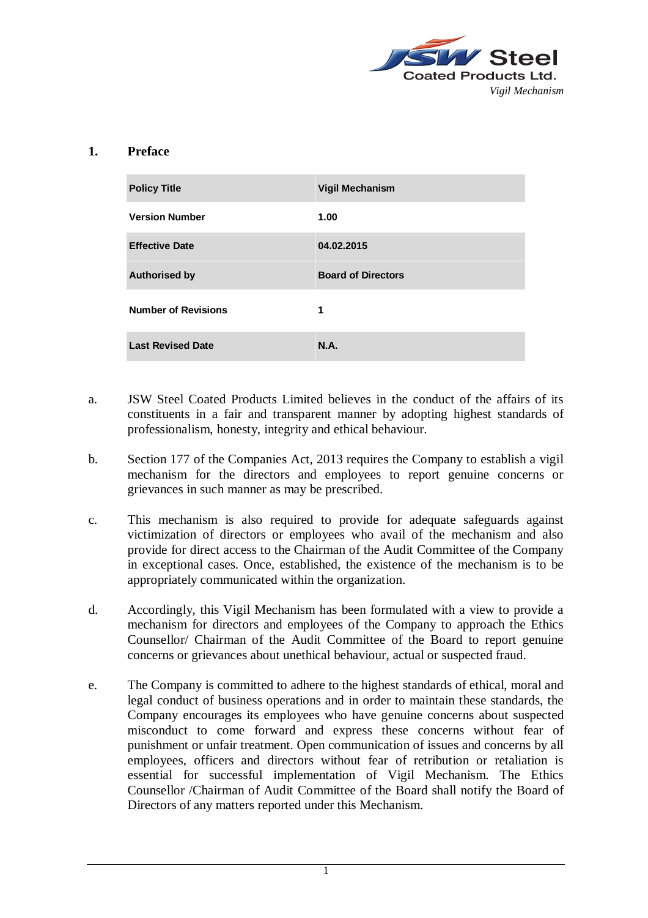## 1. Preface

| Policy Title | Vigil Mechanism |
|---|---|
| Version Number | 1.00 |
| Effective Date | 04.02.2015 |
| Authorised by | Board of Directors |
| Number of Revisions | 1 |
| Last Revised Date | N.A. |

a. JSW Steel Coated Products Limited believes in the conduct of the affairs of its constituents in a fair and transparent manner by adopting highest standards of professionalism, honesty, integrity and ethical behaviour.

b. Section 177 of the Companies Act, 2013 requires the Company to establish a vigil mechanism for the directors and employees to report genuine concerns or grievances in such manner as may be prescribed.

c. This mechanism is also required to provide for adequate safeguards against victimization of directors or employees who avail of the mechanism and also provide for direct access to the Chairman of the Audit Committee of the Company in exceptional cases. Once, established, the existence of the mechanism is to be appropriately communicated within the organization.

d. Accordingly, this Vigil Mechanism has been formulated with a view to provide a mechanism for directors and employees of the Company to approach the Ethics Counsellor/ Chairman of the Audit Committee of the Board to report genuine concerns or grievances about unethical behaviour, actual or suspected fraud.

e. The Company is committed to adhere to the highest standards of ethical, moral and legal conduct of business operations and in order to maintain these standards, the Company encourages its employees who have genuine concerns about suspected misconduct to come forward and express these concerns without fear of punishment or unfair treatment. Open communication of issues and concerns by all employees, officers and directors without fear of retribution or retaliation is essential for successful implementation of Vigil Mechanism. The Ethics Counsellor /Chairman of Audit Committee of the Board shall notify the Board of Directors of any matters reported under this Mechanism.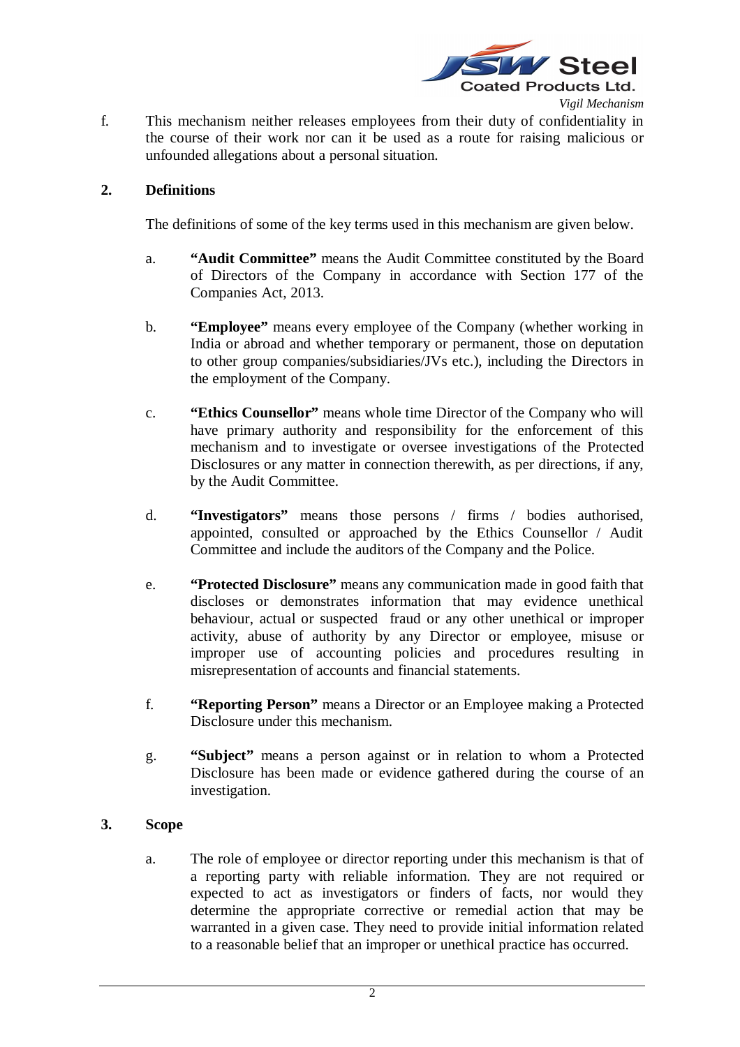f. This mechanism neither releases employees from their duty of confidentiality in the course of their work nor can it be used as a route for raising malicious or unfounded allegations about a personal situation.

## 2. Definitions

The definitions of some of the key terms used in this mechanism are given below.

a. **"Audit Committee"** means the Audit Committee constituted by the Board of Directors of the Company in accordance with Section 177 of the Companies Act, 2013.

b. **"Employee"** means every employee of the Company (whether working in India or abroad and whether temporary or permanent, those on deputation to other group companies/subsidiaries/JVs etc.), including the Directors in the employment of the Company.

c. **"Ethics Counsellor"** means whole time Director of the Company who will have primary authority and responsibility for the enforcement of this mechanism and to investigate or oversee investigations of the Protected Disclosures or any matter in connection therewith, as per directions, if any, by the Audit Committee.

d. **"Investigators"** means those persons / firms / bodies authorised, appointed, consulted or approached by the Ethics Counsellor / Audit Committee and include the auditors of the Company and the Police.

e. **"Protected Disclosure"** means any communication made in good faith that discloses or demonstrates information that may evidence unethical behaviour, actual or suspected fraud or any other unethical or improper activity, abuse of authority by any Director or employee, misuse or improper use of accounting policies and procedures resulting in misrepresentation of accounts and financial statements.

f. **"Reporting Person"** means a Director or an Employee making a Protected Disclosure under this mechanism.

g. **"Subject"** means a person against or in relation to whom a Protected Disclosure has been made or evidence gathered during the course of an investigation.

## 3. Scope

a. The role of employee or director reporting under this mechanism is that of a reporting party with reliable information. They are not required or expected to act as investigators or finders of facts, nor would they determine the appropriate corrective or remedial action that may be warranted in a given case. They need to provide initial information related to a reasonable belief that an improper or unethical practice has occurred.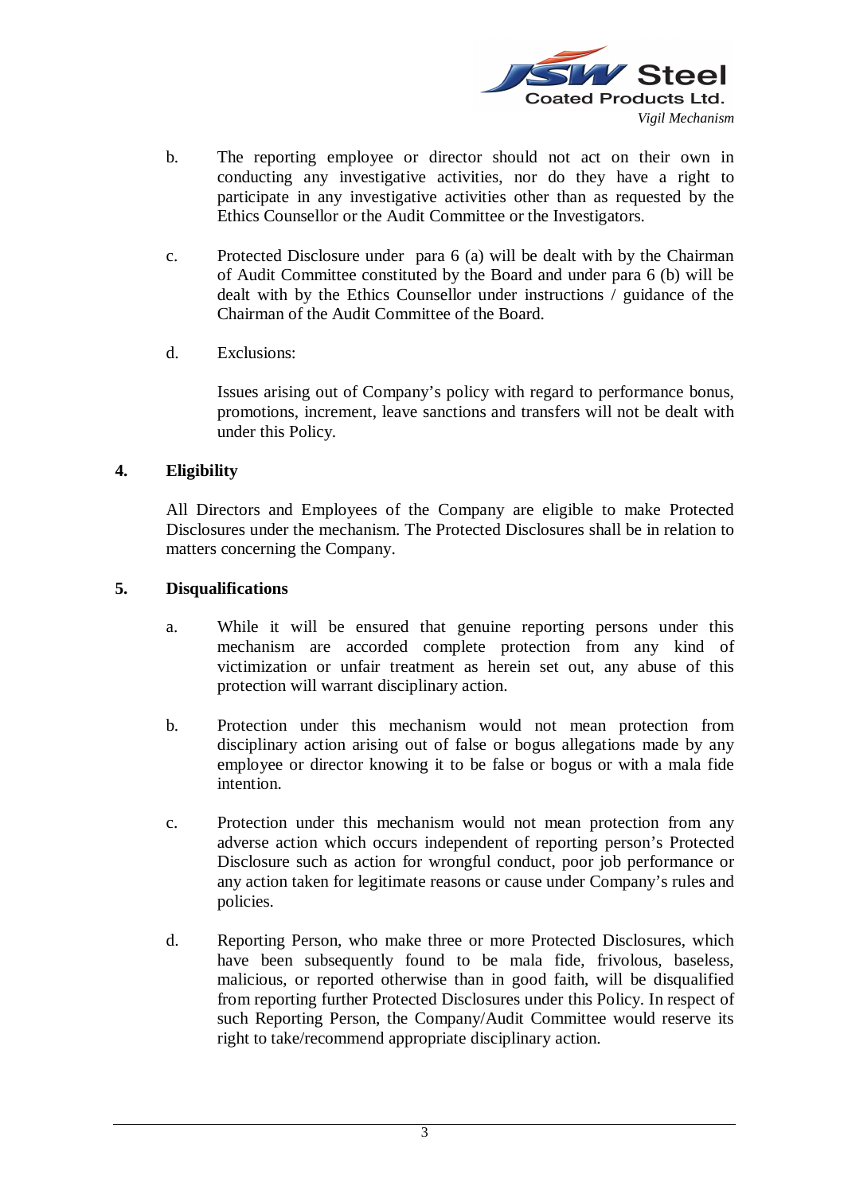b. The reporting employee or director should not act on their own in conducting any investigative activities, nor do they have a right to participate in any investigative activities other than as requested by the Ethics Counsellor or the Audit Committee or the Investigators.

c. Protected Disclosure under para 6 (a) will be dealt with by the Chairman of Audit Committee constituted by the Board and under para 6 (b) will be dealt with by the Ethics Counsellor under instructions / guidance of the Chairman of the Audit Committee of the Board.

d. Exclusions:

   Issues arising out of Company's policy with regard to performance bonus, promotions, increment, leave sanctions and transfers will not be dealt with under this Policy.

## 4. Eligibility

All Directors and Employees of the Company are eligible to make Protected Disclosures under the mechanism. The Protected Disclosures shall be in relation to matters concerning the Company.

## 5. Disqualifications

a. While it will be ensured that genuine reporting persons under this mechanism are accorded complete protection from any kind of victimization or unfair treatment as herein set out, any abuse of this protection will warrant disciplinary action.

b. Protection under this mechanism would not mean protection from disciplinary action arising out of false or bogus allegations made by any employee or director knowing it to be false or bogus or with a mala fide intention.

c. Protection under this mechanism would not mean protection from any adverse action which occurs independent of reporting person's Protected Disclosure such as action for wrongful conduct, poor job performance or any action taken for legitimate reasons or cause under Company's rules and policies.

d. Reporting Person, who make three or more Protected Disclosures, which have been subsequently found to be mala fide, frivolous, baseless, malicious, or reported otherwise than in good faith, will be disqualified from reporting further Protected Disclosures under this Policy. In respect of such Reporting Person, the Company/Audit Committee would reserve its right to take/recommend appropriate disciplinary action.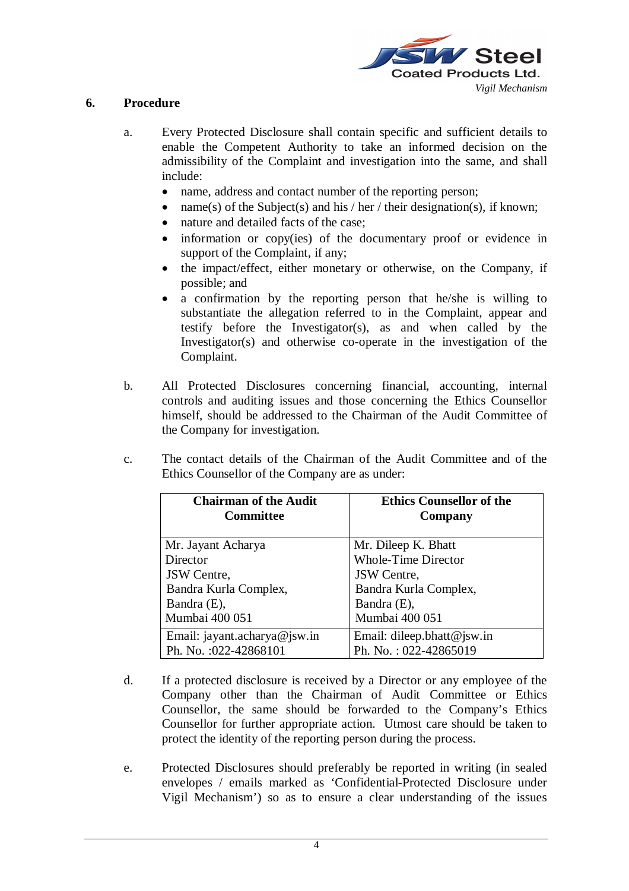## 6. Procedure

a. Every Protected Disclosure shall contain specific and sufficient details to enable the Competent Authority to take an informed decision on the admissibility of the Complaint and investigation into the same, and shall include:

- name, address and contact number of the reporting person;
- name(s) of the Subject(s) and his / her / their designation(s), if known;
- nature and detailed facts of the case;
- information or copy(ies) of the documentary proof or evidence in support of the Complaint, if any;
- the impact/effect, either monetary or otherwise, on the Company, if possible; and
- a confirmation by the reporting person that he/she is willing to substantiate the allegation referred to in the Complaint, appear and testify before the Investigator(s), as and when called by the Investigator(s) and otherwise co-operate in the investigation of the Complaint.

b. All Protected Disclosures concerning financial, accounting, internal controls and auditing issues and those concerning the Ethics Counsellor himself, should be addressed to the Chairman of the Audit Committee of the Company for investigation.

c. The contact details of the Chairman of the Audit Committee and of the Ethics Counsellor of the Company are as under:

| Chairman of the Audit Committee | Ethics Counsellor of the Company |
|---|---|
| Mr. Jayant Acharya<br>Director<br>JSW Centre,<br>Bandra Kurla Complex,<br>Bandra (E),<br>Mumbai 400 051 | Mr. Dileep K. Bhatt<br>Whole-Time Director<br>JSW Centre,<br>Bandra Kurla Complex,<br>Bandra (E),<br>Mumbai 400 051 |
| Email: jayant.acharya@jsw.in<br>Ph. No. :022-42868101 | Email: dileep.bhatt@jsw.in<br>Ph. No. : 022-42865019 |

d. If a protected disclosure is received by a Director or any employee of the Company other than the Chairman of Audit Committee or Ethics Counsellor, the same should be forwarded to the Company's Ethics Counsellor for further appropriate action. Utmost care should be taken to protect the identity of the reporting person during the process.

e. Protected Disclosures should preferably be reported in writing (in sealed envelopes / emails marked as 'Confidential-Protected Disclosure under Vigil Mechanism') so as to ensure a clear understanding of the issues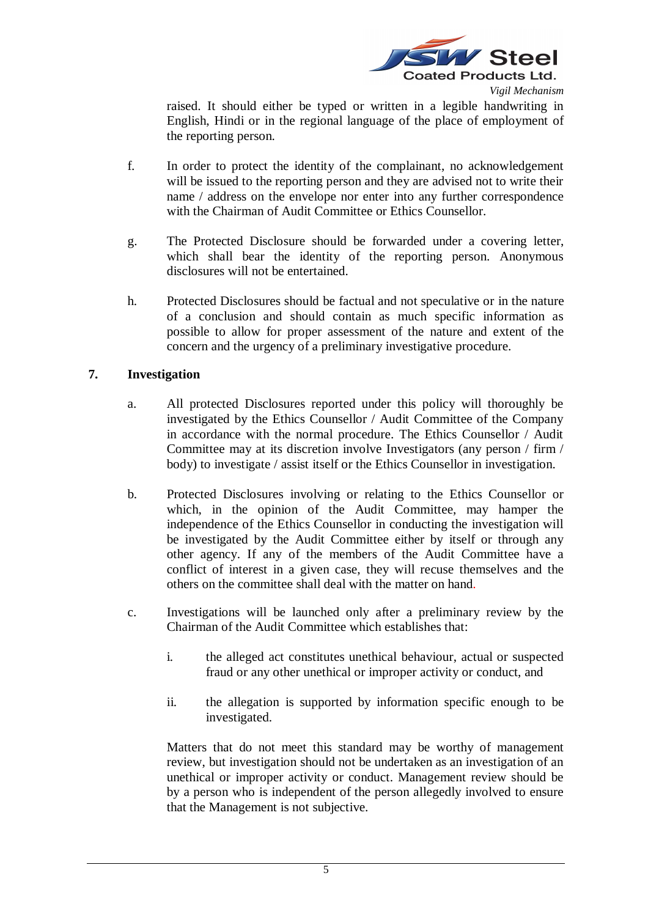raised. It should either be typed or written in a legible handwriting in English, Hindi or in the regional language of the place of employment of the reporting person.

f. In order to protect the identity of the complainant, no acknowledgement will be issued to the reporting person and they are advised not to write their name / address on the envelope nor enter into any further correspondence with the Chairman of Audit Committee or Ethics Counsellor.

g. The Protected Disclosure should be forwarded under a covering letter, which shall bear the identity of the reporting person. Anonymous disclosures will not be entertained.

h. Protected Disclosures should be factual and not speculative or in the nature of a conclusion and should contain as much specific information as possible to allow for proper assessment of the nature and extent of the concern and the urgency of a preliminary investigative procedure.

## 7. Investigation

a. All protected Disclosures reported under this policy will thoroughly be investigated by the Ethics Counsellor / Audit Committee of the Company in accordance with the normal procedure. The Ethics Counsellor / Audit Committee may at its discretion involve Investigators (any person / firm / body) to investigate / assist itself or the Ethics Counsellor in investigation.

b. Protected Disclosures involving or relating to the Ethics Counsellor or which, in the opinion of the Audit Committee, may hamper the independence of the Ethics Counsellor in conducting the investigation will be investigated by the Audit Committee either by itself or through any other agency. If any of the members of the Audit Committee have a conflict of interest in a given case, they will recuse themselves and the others on the committee shall deal with the matter on hand.

c. Investigations will be launched only after a preliminary review by the Chairman of the Audit Committee which establishes that:

   i. the alleged act constitutes unethical behaviour, actual or suspected fraud or any other unethical or improper activity or conduct, and

   ii. the allegation is supported by information specific enough to be investigated.

   Matters that do not meet this standard may be worthy of management review, but investigation should not be undertaken as an investigation of an unethical or improper activity or conduct. Management review should be by a person who is independent of the person allegedly involved to ensure that the Management is not subjective.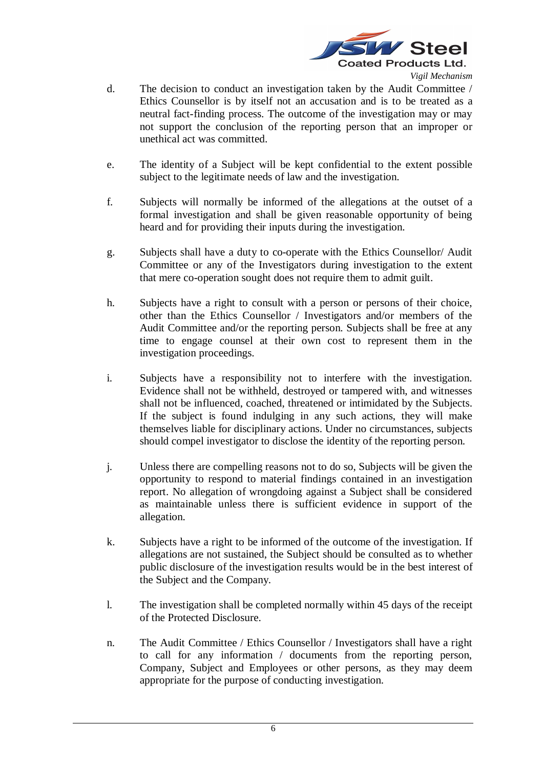d. The decision to conduct an investigation taken by the Audit Committee / Ethics Counsellor is by itself not an accusation and is to be treated as a neutral fact-finding process. The outcome of the investigation may or may not support the conclusion of the reporting person that an improper or unethical act was committed.

e. The identity of a Subject will be kept confidential to the extent possible subject to the legitimate needs of law and the investigation.

f. Subjects will normally be informed of the allegations at the outset of a formal investigation and shall be given reasonable opportunity of being heard and for providing their inputs during the investigation.

g. Subjects shall have a duty to co-operate with the Ethics Counsellor/ Audit Committee or any of the Investigators during investigation to the extent that mere co-operation sought does not require them to admit guilt.

h. Subjects have a right to consult with a person or persons of their choice, other than the Ethics Counsellor / Investigators and/or members of the Audit Committee and/or the reporting person. Subjects shall be free at any time to engage counsel at their own cost to represent them in the investigation proceedings.

i. Subjects have a responsibility not to interfere with the investigation. Evidence shall not be withheld, destroyed or tampered with, and witnesses shall not be influenced, coached, threatened or intimidated by the Subjects. If the subject is found indulging in any such actions, they will make themselves liable for disciplinary actions. Under no circumstances, subjects should compel investigator to disclose the identity of the reporting person.

j. Unless there are compelling reasons not to do so, Subjects will be given the opportunity to respond to material findings contained in an investigation report. No allegation of wrongdoing against a Subject shall be considered as maintainable unless there is sufficient evidence in support of the allegation.

k. Subjects have a right to be informed of the outcome of the investigation. If allegations are not sustained, the Subject should be consulted as to whether public disclosure of the investigation results would be in the best interest of the Subject and the Company.

l. The investigation shall be completed normally within 45 days of the receipt of the Protected Disclosure.

n. The Audit Committee / Ethics Counsellor / Investigators shall have a right to call for any information / documents from the reporting person, Company, Subject and Employees or other persons, as they may deem appropriate for the purpose of conducting investigation.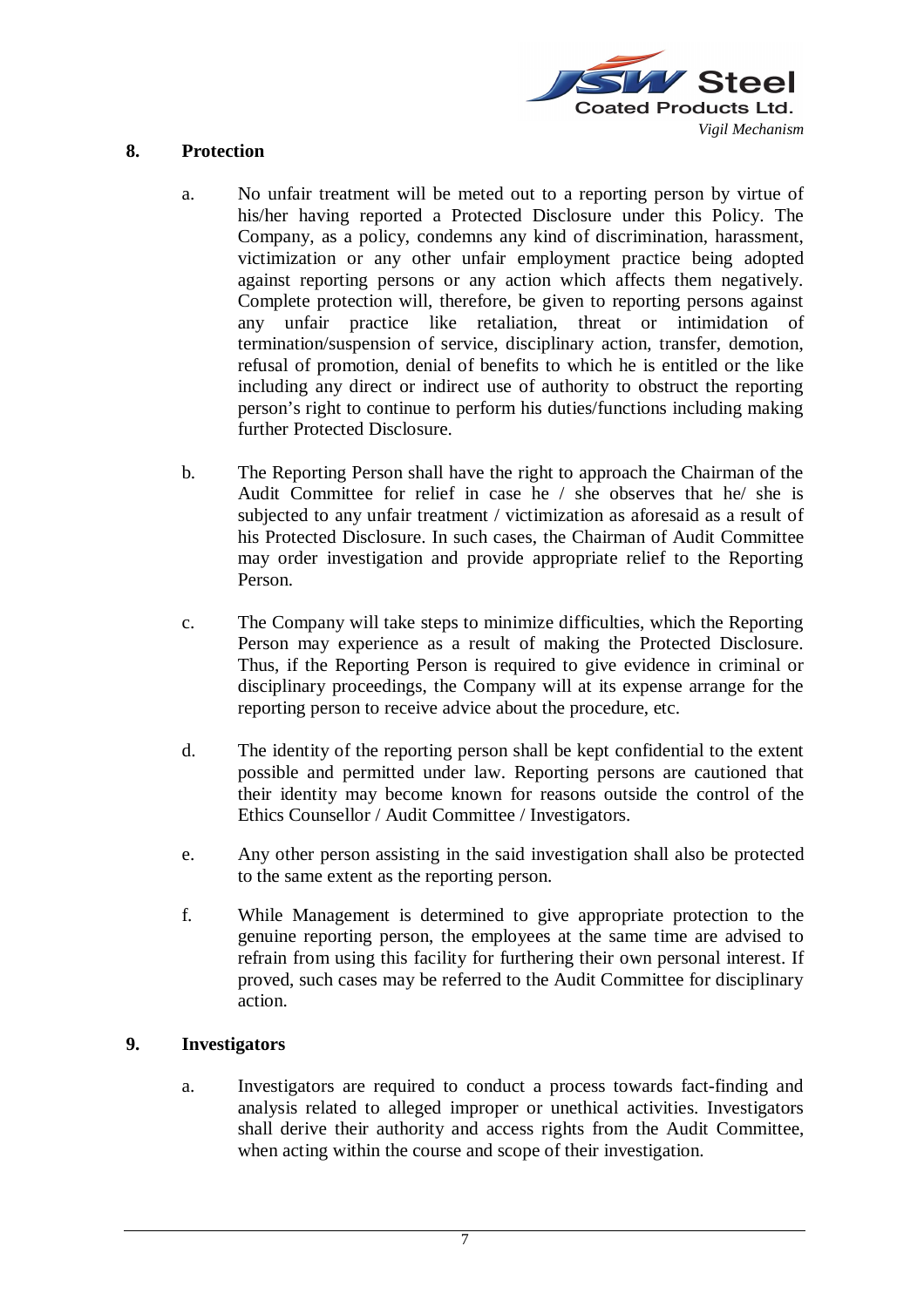## 8. Protection

a. No unfair treatment will be meted out to a reporting person by virtue of his/her having reported a Protected Disclosure under this Policy. The Company, as a policy, condemns any kind of discrimination, harassment, victimization or any other unfair employment practice being adopted against reporting persons or any action which affects them negatively. Complete protection will, therefore, be given to reporting persons against any unfair practice like retaliation, threat or intimidation of termination/suspension of service, disciplinary action, transfer, demotion, refusal of promotion, denial of benefits to which he is entitled or the like including any direct or indirect use of authority to obstruct the reporting person's right to continue to perform his duties/functions including making further Protected Disclosure.

b. The Reporting Person shall have the right to approach the Chairman of the Audit Committee for relief in case he / she observes that he/ she is subjected to any unfair treatment / victimization as aforesaid as a result of his Protected Disclosure. In such cases, the Chairman of Audit Committee may order investigation and provide appropriate relief to the Reporting Person.

c. The Company will take steps to minimize difficulties, which the Reporting Person may experience as a result of making the Protected Disclosure. Thus, if the Reporting Person is required to give evidence in criminal or disciplinary proceedings, the Company will at its expense arrange for the reporting person to receive advice about the procedure, etc.

d. The identity of the reporting person shall be kept confidential to the extent possible and permitted under law. Reporting persons are cautioned that their identity may become known for reasons outside the control of the Ethics Counsellor / Audit Committee / Investigators.

e. Any other person assisting in the said investigation shall also be protected to the same extent as the reporting person.

f. While Management is determined to give appropriate protection to the genuine reporting person, the employees at the same time are advised to refrain from using this facility for furthering their own personal interest. If proved, such cases may be referred to the Audit Committee for disciplinary action.

## 9. Investigators

a. Investigators are required to conduct a process towards fact-finding and analysis related to alleged improper or unethical activities. Investigators shall derive their authority and access rights from the Audit Committee, when acting within the course and scope of their investigation.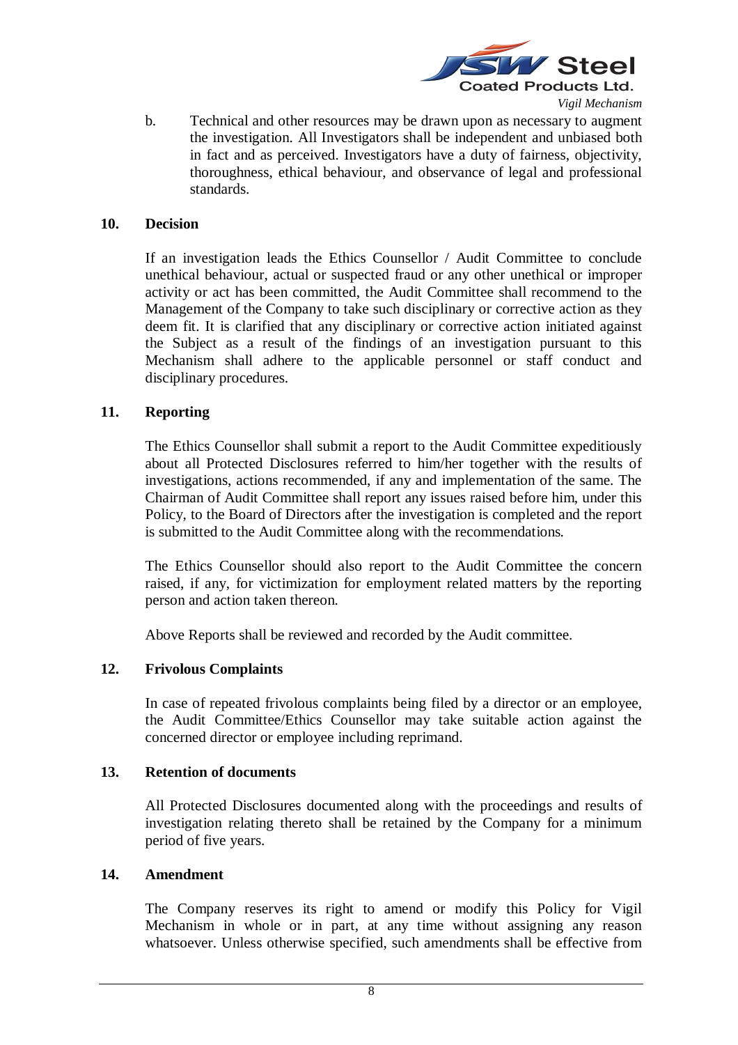b. Technical and other resources may be drawn upon as necessary to augment the investigation. All Investigators shall be independent and unbiased both in fact and as perceived. Investigators have a duty of fairness, objectivity, thoroughness, ethical behaviour, and observance of legal and professional standards.

## 10. Decision

If an investigation leads the Ethics Counsellor / Audit Committee to conclude unethical behaviour, actual or suspected fraud or any other unethical or improper activity or act has been committed, the Audit Committee shall recommend to the Management of the Company to take such disciplinary or corrective action as they deem fit. It is clarified that any disciplinary or corrective action initiated against the Subject as a result of the findings of an investigation pursuant to this Mechanism shall adhere to the applicable personnel or staff conduct and disciplinary procedures.

## 11. Reporting

The Ethics Counsellor shall submit a report to the Audit Committee expeditiously about all Protected Disclosures referred to him/her together with the results of investigations, actions recommended, if any and implementation of the same. The Chairman of Audit Committee shall report any issues raised before him, under this Policy, to the Board of Directors after the investigation is completed and the report is submitted to the Audit Committee along with the recommendations.

The Ethics Counsellor should also report to the Audit Committee the concern raised, if any, for victimization for employment related matters by the reporting person and action taken thereon.

Above Reports shall be reviewed and recorded by the Audit committee.

## 12. Frivolous Complaints

In case of repeated frivolous complaints being filed by a director or an employee, the Audit Committee/Ethics Counsellor may take suitable action against the concerned director or employee including reprimand.

## 13. Retention of documents

All Protected Disclosures documented along with the proceedings and results of investigation relating thereto shall be retained by the Company for a minimum period of five years.

## 14. Amendment

The Company reserves its right to amend or modify this Policy for Vigil Mechanism in whole or in part, at any time without assigning any reason whatsoever. Unless otherwise specified, such amendments shall be effective from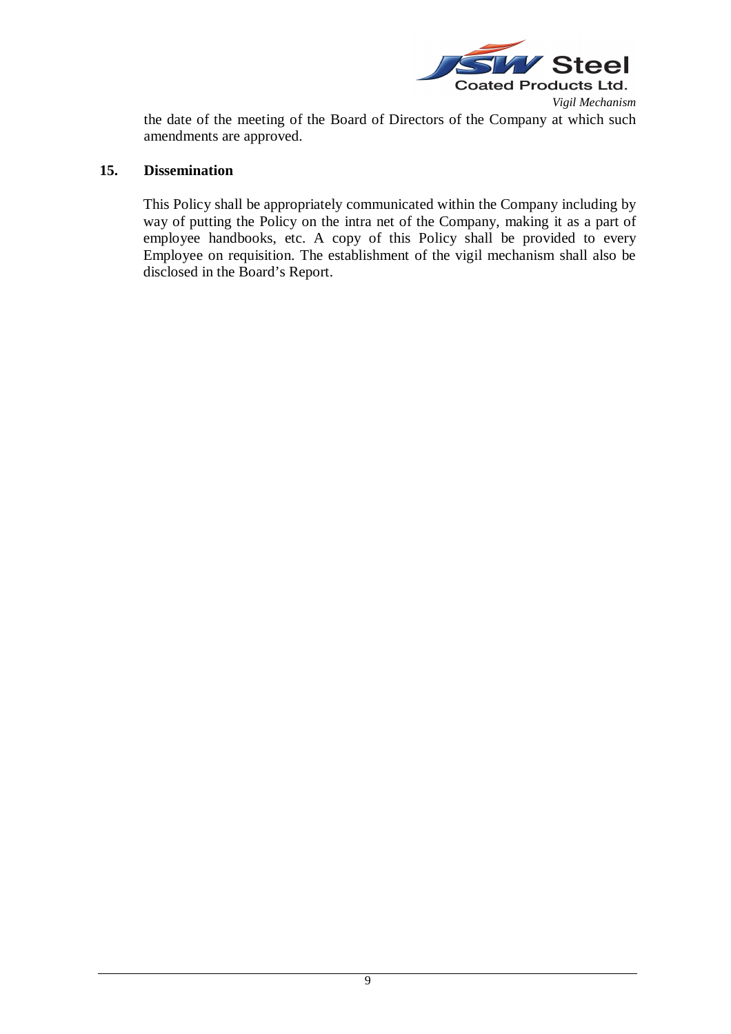the date of the meeting of the Board of Directors of the Company at which such amendments are approved.

## 15. Dissemination

This Policy shall be appropriately communicated within the Company including by way of putting the Policy on the intra net of the Company, making it as a part of employee handbooks, etc. A copy of this Policy shall be provided to every Employee on requisition. The establishment of the vigil mechanism shall also be disclosed in the Board's Report.